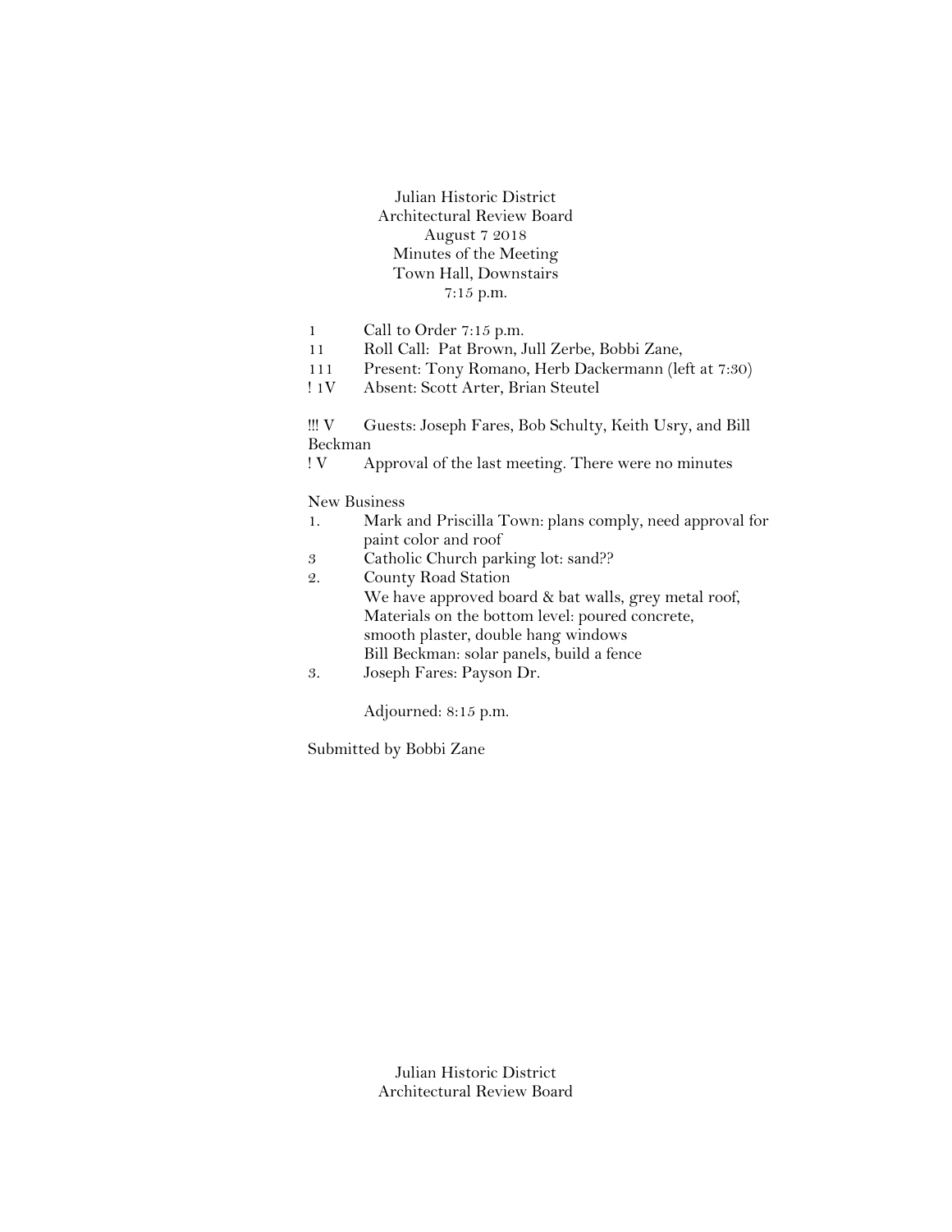Julian Historic District
Architectural Review Board
August 7 2018
Minutes of the Meeting
Town Hall, Downstairs
7:15 p.m.

1 Call to Order 7:15 p.m.
11 Roll Call: Pat Brown, Jull Zerbe, Bobbi Zane,
111 Present: Tony Romano, Herb Dackermann (left at 7:30)
! 1V Absent: Scott Arter, Brian Steutel

!!! V Guests: Joseph Fares, Bob Schulty, Keith Usry, and Bill Beckman
! V Approval of the last meeting. There were no minutes

New Business

1. Mark and Priscilla Town: plans comply, need approval for paint color and roof
3 Catholic Church parking lot: sand??
2. County Road Station
   We have approved board & bat walls, grey metal roof,
   Materials on the bottom level: poured concrete,
   smooth plaster, double hang windows
   Bill Beckman: solar panels, build a fence
3. Joseph Fares: Payson Dr.

Adjourned: 8:15 p.m.

Submitted by Bobbi Zane

Julian Historic District
Architectural Review Board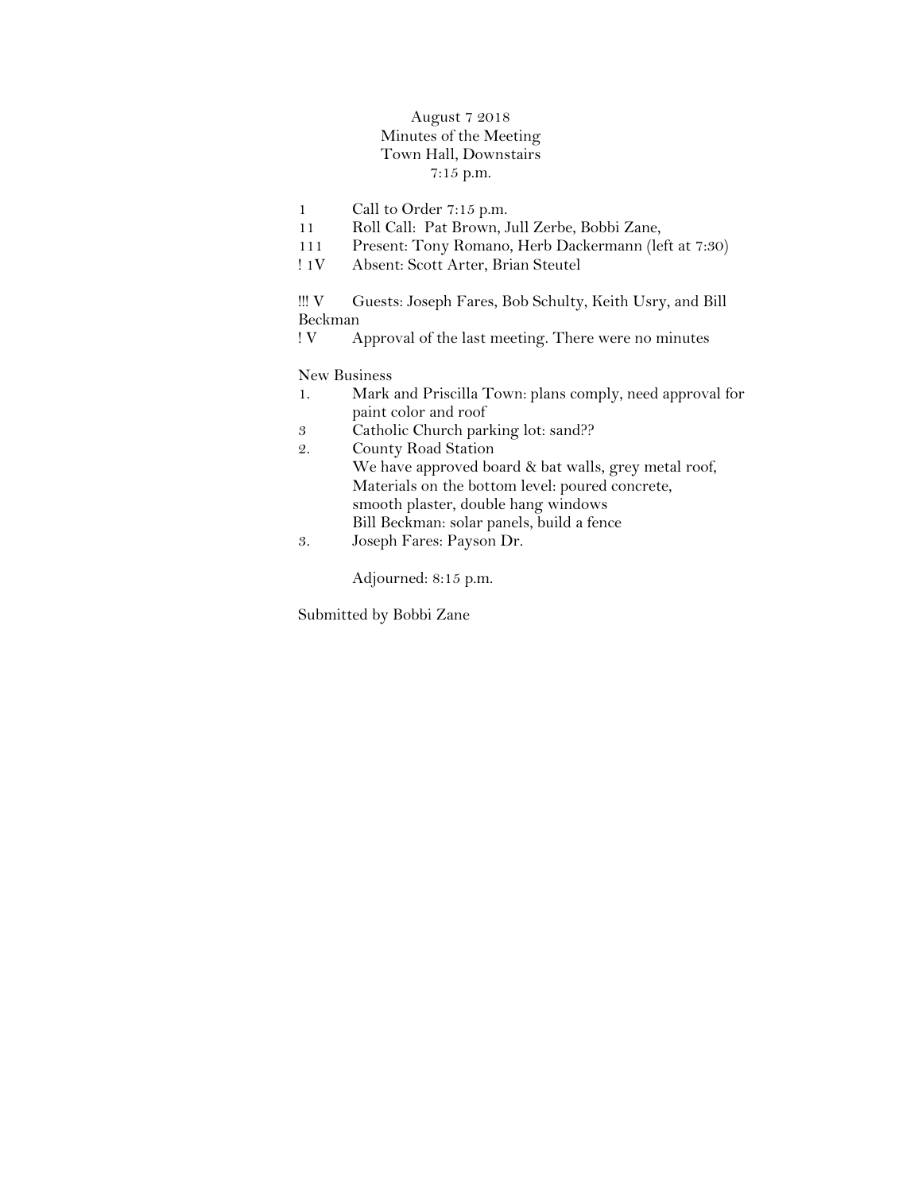August 7 2018
Minutes of the Meeting
Town Hall, Downstairs
7:15 p.m.

1 Call to Order 7:15 p.m.
11 Roll Call: Pat Brown, Jull Zerbe, Bobbi Zane,
111 Present: Tony Romano, Herb Dackermann (left at 7:30)
! 1V Absent: Scott Arter, Brian Steutel

!!! V Guests: Joseph Fares, Bob Schulty, Keith Usry, and Bill Beckman
! V Approval of the last meeting. There were no minutes

New Business

1. Mark and Priscilla Town: plans comply, need approval for paint color and roof
3 Catholic Church parking lot: sand??
2. County Road Station
   We have approved board & bat walls, grey metal roof,
   Materials on the bottom level: poured concrete,
   smooth plaster, double hang windows
   Bill Beckman: solar panels, build a fence
3. Joseph Fares: Payson Dr.

   Adjourned: 8:15 p.m.

Submitted by Bobbi Zane